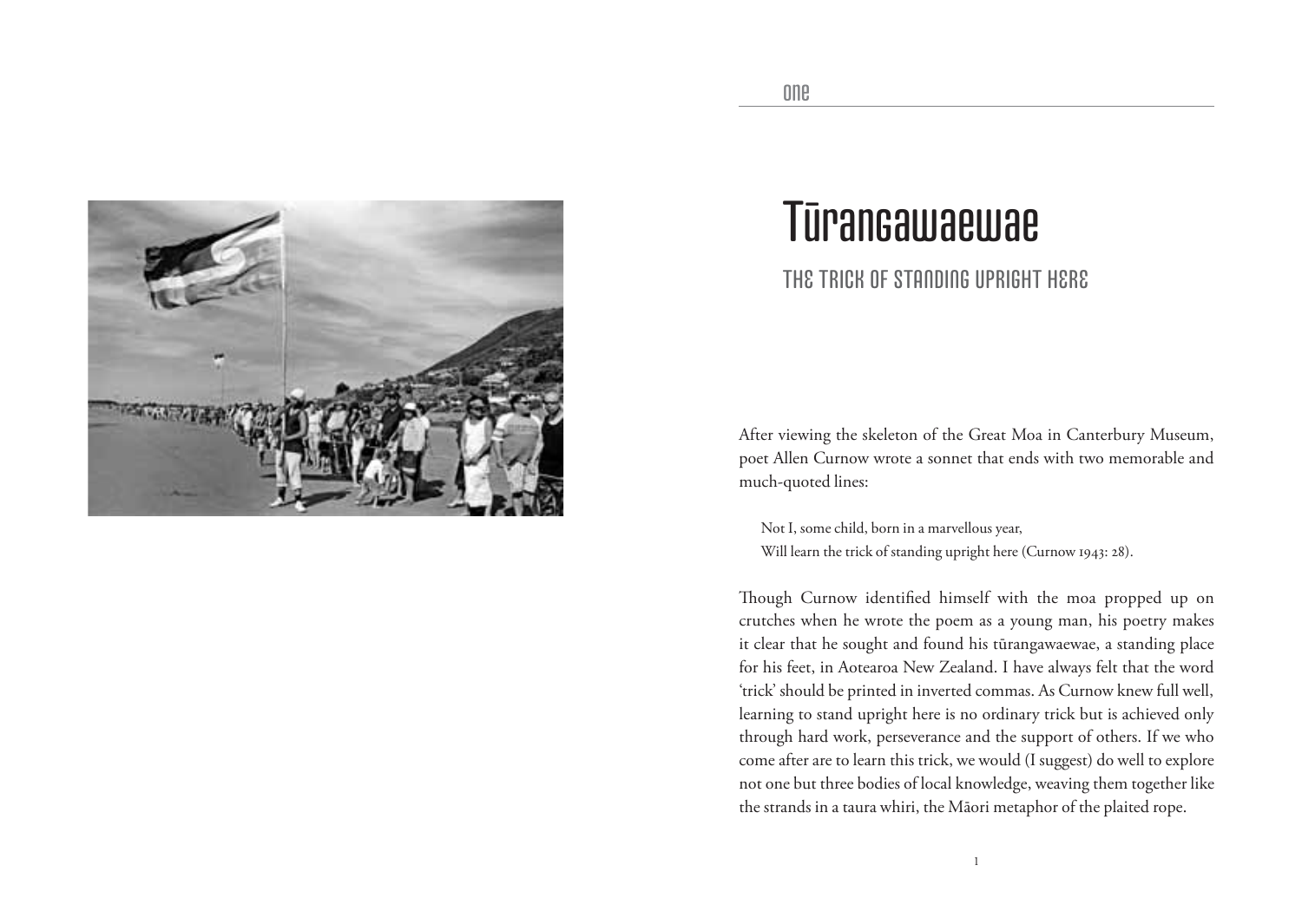one

# Tūrangawaewae

## THE TRICK OF STANDING UPRIGHT HERE

After viewing the skeleton of the Great Moa in Canterbury Museum, poet Allen Curnow wrote a sonnet that ends with two memorable and much-quoted lines:

> Not I, some child, born in a marvellous year,
> Will learn the trick of standing upright here (Curnow 1943: 28).

Though Curnow identified himself with the moa propped up on crutches when he wrote the poem as a young man, his poetry makes it clear that he sought and found his tūrangawaewae, a standing place for his feet, in Aotearoa New Zealand. I have always felt that the word 'trick' should be printed in inverted commas. As Curnow knew full well, learning to stand upright here is no ordinary trick but is achieved only through hard work, perseverance and the support of others. If we who come after are to learn this trick, we would (I suggest) do well to explore not one but three bodies of local knowledge, weaving them together like the strands in a taura whiri, the Māori metaphor of the plaited rope.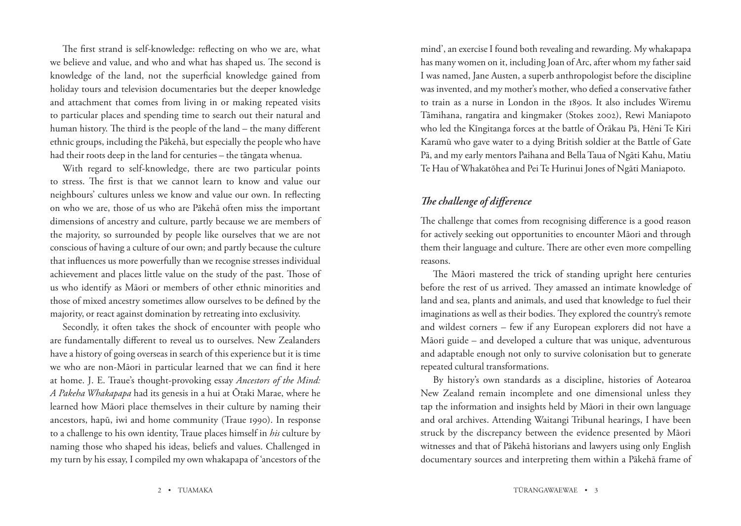The first strand is self-knowledge: reflecting on who we are, what we believe and value, and who and what has shaped us. The second is knowledge of the land, not the superficial knowledge gained from holiday tours and television documentaries but the deeper knowledge and attachment that comes from living in or making repeated visits to particular places and spending time to search out their natural and human history. The third is the people of the land – the many different ethnic groups, including the Pākehā, but especially the people who have had their roots deep in the land for centuries – the tāngata whenua.

With regard to self-knowledge, there are two particular points to stress. The first is that we cannot learn to know and value our neighbours' cultures unless we know and value our own. In reflecting on who we are, those of us who are Pākehā often miss the important dimensions of ancestry and culture, partly because we are members of the majority, so surrounded by people like ourselves that we are not conscious of having a culture of our own; and partly because the culture that influences us more powerfully than we recognise stresses individual achievement and places little value on the study of the past. Those of us who identify as Māori or members of other ethnic minorities and those of mixed ancestry sometimes allow ourselves to be defined by the majority, or react against domination by retreating into exclusivity.

Secondly, it often takes the shock of encounter with people who are fundamentally different to reveal us to ourselves. New Zealanders have a history of going overseas in search of this experience but it is time we who are non-Māori in particular learned that we can find it here at home. J. E. Traue's thought-provoking essay *Ancestors of the Mind: A Pakeha Whakapapa* had its genesis in a hui at Ōtaki Marae, where he learned how Māori place themselves in their culture by naming their ancestors, hapū, iwi and home community (Traue 1990). In response to a challenge to his own identity, Traue places himself in *his* culture by naming those who shaped his ideas, beliefs and values. Challenged in my turn by his essay, I compiled my own whakapapa of 'ancestors of the mind', an exercise I found both revealing and rewarding. My whakapapa has many women on it, including Joan of Arc, after whom my father said I was named, Jane Austen, a superb anthropologist before the discipline was invented, and my mother's mother, who defied a conservative father to train as a nurse in London in the 1890s. It also includes Wiremu Tāmihana, rangatira and kingmaker (Stokes 2002), Rewi Maniapoto who led the Kīngitanga forces at the battle of Ōrākau Pā, Hēni Te Kiri Karamū who gave water to a dying British soldier at the Battle of Gate Pā, and my early mentors Paihana and Bella Taua of Ngāti Kahu, Matiu Te Hau of Whakatōhea and Pei Te Hurinui Jones of Ngāti Maniapoto.

## *The challenge of difference*

The challenge that comes from recognising difference is a good reason for actively seeking out opportunities to encounter Māori and through them their language and culture. There are other even more compelling reasons.

The Māori mastered the trick of standing upright here centuries before the rest of us arrived. They amassed an intimate knowledge of land and sea, plants and animals, and used that knowledge to fuel their imaginations as well as their bodies. They explored the country's remote and wildest corners – few if any European explorers did not have a Māori guide – and developed a culture that was unique, adventurous and adaptable enough not only to survive colonisation but to generate repeated cultural transformations.

By history's own standards as a discipline, histories of Aotearoa New Zealand remain incomplete and one dimensional unless they tap the information and insights held by Māori in their own language and oral archives. Attending Waitangi Tribunal hearings, I have been struck by the discrepancy between the evidence presented by Māori witnesses and that of Pākehā historians and lawyers using only English documentary sources and interpreting them within a Pākehā frame of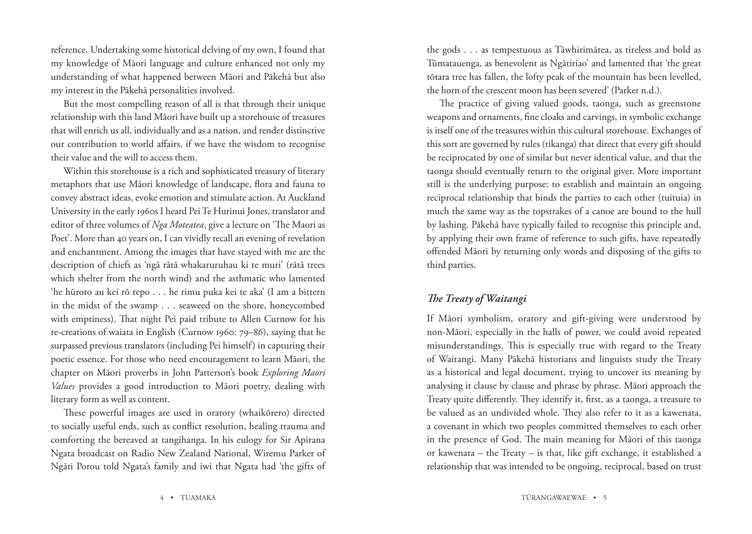reference. Undertaking some historical delving of my own, I found that my knowledge of Māori language and culture enhanced not only my understanding of what happened between Māori and Pākehā but also my interest in the Pākehā personalities involved.

But the most compelling reason of all is that through their unique relationship with this land Māori have built up a storehouse of treasures that will enrich us all, individually and as a nation, and render distinctive our contribution to world affairs, if we have the wisdom to recognise their value and the will to access them.

Within this storehouse is a rich and sophisticated treasury of literary metaphors that use Māori knowledge of landscape, flora and fauna to convey abstract ideas, evoke emotion and stimulate action. At Auckland University in the early 1960s I heard Pei Te Hurinui Jones, translator and editor of three volumes of *Nga Moteatea*, give a lecture on 'The Maori as Poet'. More than 40 years on, I can vividly recall an evening of revelation and enchantment. Among the images that have stayed with me are the description of chiefs as 'ngā rātā whakaruruhau ki te muri' (rātā trees which shelter from the north wind) and the asthmatic who lamented 'he hūroto au kei rō repo . . . he rimu puka kei te aka' (I am a bittern in the midst of the swamp . . . seaweed on the shore, honeycombed with emptiness). That night Pei paid tribute to Allen Curnow for his re-creations of waiata in English (Curnow 1960: 79–86), saying that he surpassed previous translators (including Pei himself) in capturing their poetic essence. For those who need encouragement to learn Māori, the chapter on Māori proverbs in John Patterson's book *Exploring Maori Values* provides a good introduction to Māori poetry, dealing with literary form as well as content.

These powerful images are used in oratory (whaikōrero) directed to socially useful ends, such as conflict resolution, healing trauma and comforting the bereaved at tangihanga. In his eulogy for Sir Apirana Ngata broadcast on Radio New Zealand National, Wiremu Parker of Ngāti Porou told Ngata's family and iwi that Ngata had 'the gifts of the gods . . . as tempestuous as Tāwhirimātea, as tireless and bold as Tūmatauenga, as benevolent as Ngātiriao' and lamented that 'the great tōtara tree has fallen, the lofty peak of the mountain has been levelled, the horn of the crescent moon has been severed' (Parker n.d.).

The practice of giving valued goods, taonga, such as greenstone weapons and ornaments, fine cloaks and carvings, in symbolic exchange is itself one of the treasures within this cultural storehouse. Exchanges of this sort are governed by rules (tikanga) that direct that every gift should be reciprocated by one of similar but never identical value, and that the taonga should eventually return to the original giver. More important still is the underlying purpose: to establish and maintain an ongoing reciprocal relationship that binds the parties to each other (tuituia) in much the same way as the topstrakes of a canoe are bound to the hull by lashing. Pākehā have typically failed to recognise this principle and, by applying their own frame of reference to such gifts, have repeatedly offended Māori by returning only words and disposing of the gifts to third parties.

### *The Treaty of Waitangi*

If Māori symbolism, oratory and gift-giving were understood by non-Māori, especially in the halls of power, we could avoid repeated misunderstandings. This is especially true with regard to the Treaty of Waitangi. Many Pākehā historians and linguists study the Treaty as a historical and legal document, trying to uncover its meaning by analysing it clause by clause and phrase by phrase. Māori approach the Treaty quite differently. They identify it, first, as a taonga, a treasure to be valued as an undivided whole. They also refer to it as a kawenata, a covenant in which two peoples committed themselves to each other in the presence of God. The main meaning for Māori of this taonga or kawenata – the Treaty – is that, like gift exchange, it established a relationship that was intended to be ongoing, reciprocal, based on trust